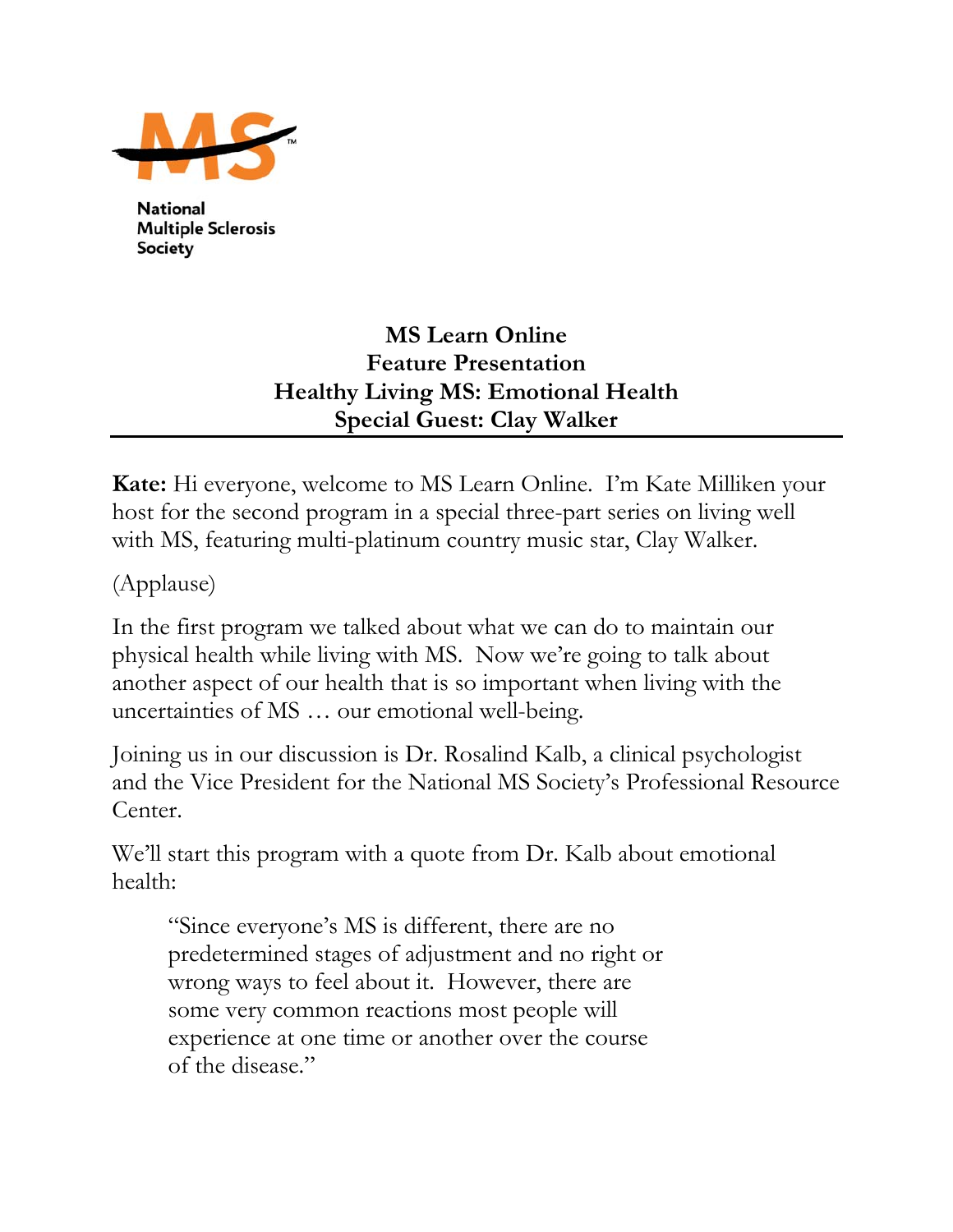National Multiple Sclerosis Society

# MS Learn Online
## Feature Presentation
## Healthy Living MS: Emotional Health
## Special Guest: Clay Walker

---

**Kate:** Hi everyone, welcome to MS Learn Online. I'm Kate Milliken your host for the second program in a special three-part series on living well with MS, featuring multi-platinum country music star, Clay Walker.

(Applause)

In the first program we talked about what we can do to maintain our physical health while living with MS. Now we're going to talk about another aspect of our health that is so important when living with the uncertainties of MS … our emotional well-being.

Joining us in our discussion is Dr. Rosalind Kalb, a clinical psychologist and the Vice President for the National MS Society's Professional Resource Center.

We'll start this program with a quote from Dr. Kalb about emotional health:

> "Since everyone's MS is different, there are no predetermined stages of adjustment and no right or wrong ways to feel about it. However, there are some very common reactions most people will experience at one time or another over the course of the disease."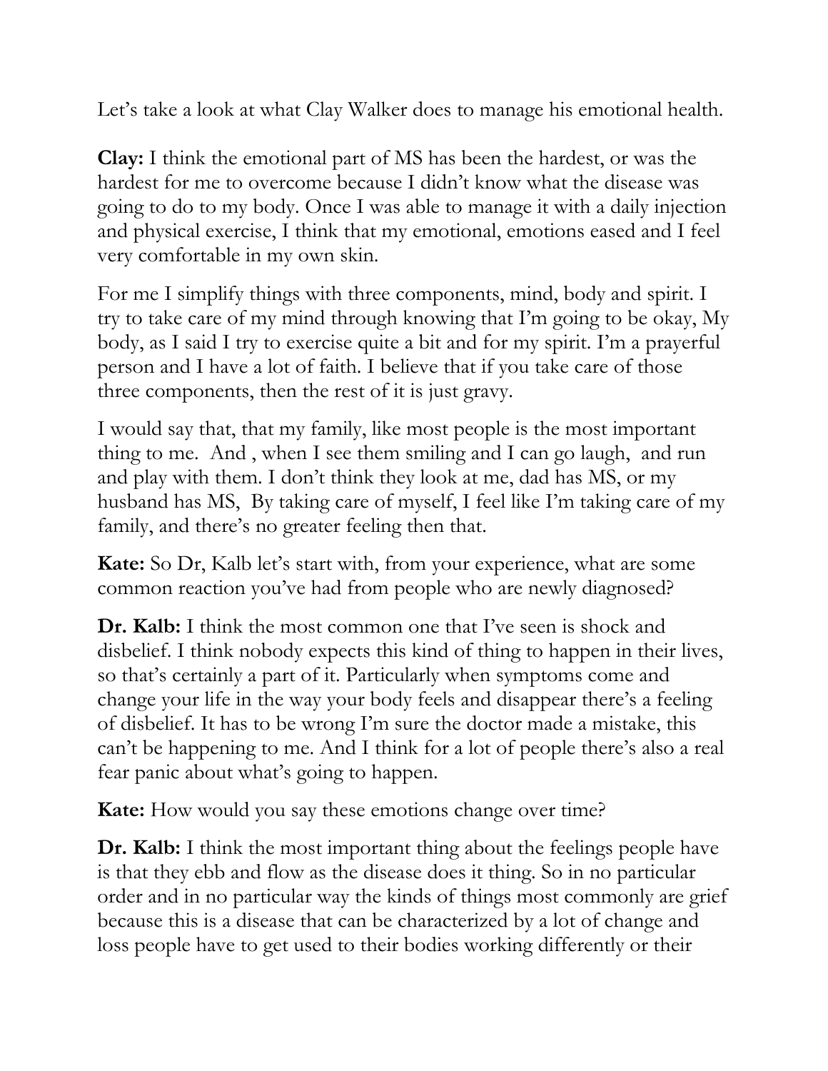Let's take a look at what Clay Walker does to manage his emotional health.

**Clay:** I think the emotional part of MS has been the hardest, or was the hardest for me to overcome because I didn't know what the disease was going to do to my body. Once I was able to manage it with a daily injection and physical exercise, I think that my emotional, emotions eased and I feel very comfortable in my own skin.

For me I simplify things with three components, mind, body and spirit. I try to take care of my mind through knowing that I'm going to be okay, My body, as I said I try to exercise quite a bit and for my spirit. I'm a prayerful person and I have a lot of faith. I believe that if you take care of those three components, then the rest of it is just gravy.

I would say that, that my family, like most people is the most important thing to me. And , when I see them smiling and I can go laugh, and run and play with them. I don't think they look at me, dad has MS, or my husband has MS, By taking care of myself, I feel like I'm taking care of my family, and there's no greater feeling then that.

**Kate:** So Dr, Kalb let's start with, from your experience, what are some common reaction you've had from people who are newly diagnosed?

**Dr. Kalb:** I think the most common one that I've seen is shock and disbelief. I think nobody expects this kind of thing to happen in their lives, so that's certainly a part of it. Particularly when symptoms come and change your life in the way your body feels and disappear there's a feeling of disbelief. It has to be wrong I'm sure the doctor made a mistake, this can't be happening to me. And I think for a lot of people there's also a real fear panic about what's going to happen.

**Kate:** How would you say these emotions change over time?

**Dr. Kalb:** I think the most important thing about the feelings people have is that they ebb and flow as the disease does it thing. So in no particular order and in no particular way the kinds of things most commonly are grief because this is a disease that can be characterized by a lot of change and loss people have to get used to their bodies working differently or their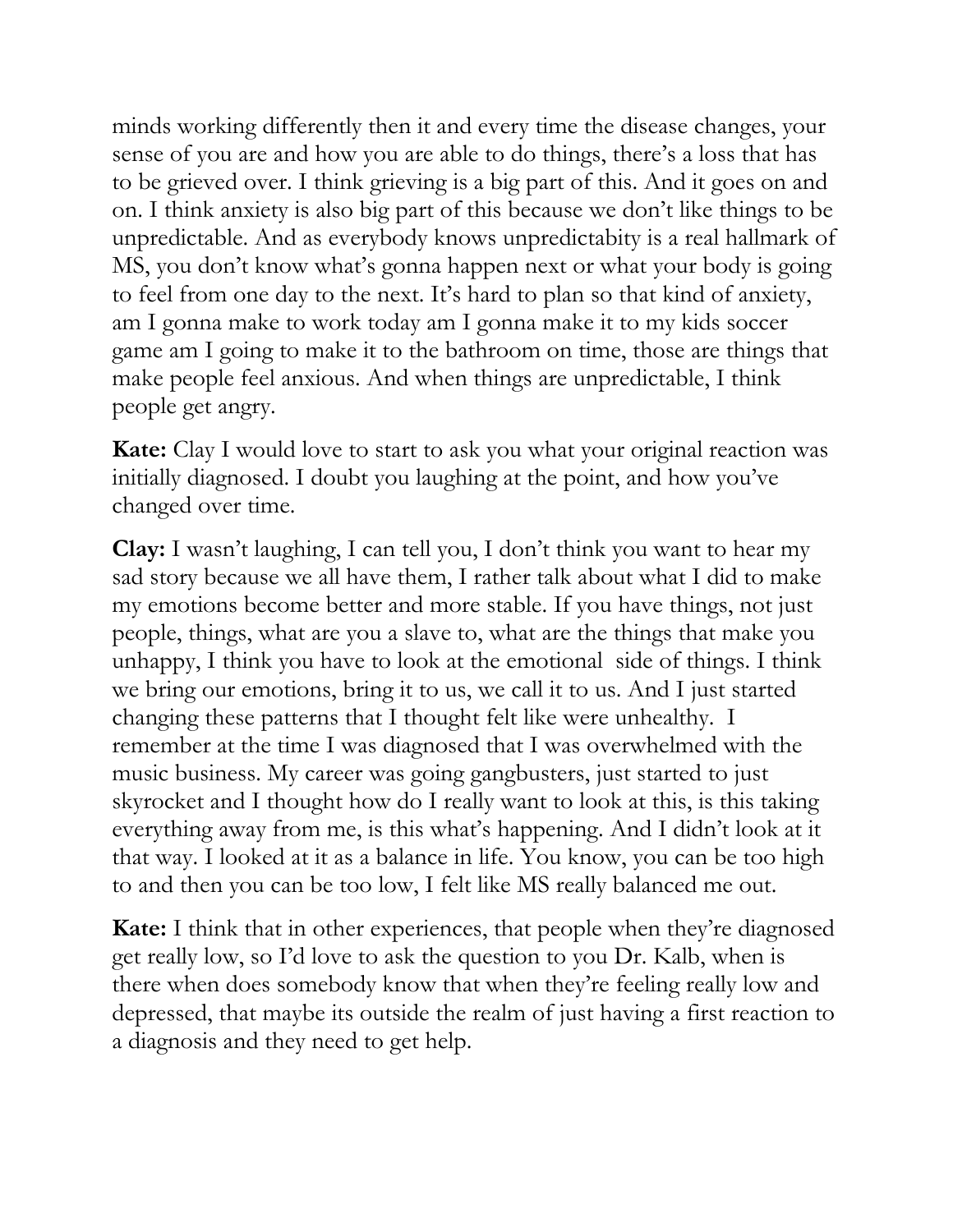minds working differently then it and every time the disease changes, your sense of you are and how you are able to do things, there's a loss that has to be grieved over. I think grieving is a big part of this. And it goes on and on. I think anxiety is also big part of this because we don't like things to be unpredictable. And as everybody knows unpredictabity is a real hallmark of MS, you don't know what's gonna happen next or what your body is going to feel from one day to the next. It's hard to plan so that kind of anxiety, am I gonna make to work today am I gonna make it to my kids soccer game am I going to make it to the bathroom on time, those are things that make people feel anxious. And when things are unpredictable, I think people get angry.

**Kate:** Clay I would love to start to ask you what your original reaction was initially diagnosed. I doubt you laughing at the point, and how you've changed over time.

**Clay:** I wasn't laughing, I can tell you, I don't think you want to hear my sad story because we all have them, I rather talk about what I did to make my emotions become better and more stable. If you have things, not just people, things, what are you a slave to, what are the things that make you unhappy, I think you have to look at the emotional side of things. I think we bring our emotions, bring it to us, we call it to us. And I just started changing these patterns that I thought felt like were unhealthy. I remember at the time I was diagnosed that I was overwhelmed with the music business. My career was going gangbusters, just started to just skyrocket and I thought how do I really want to look at this, is this taking everything away from me, is this what's happening. And I didn't look at it that way. I looked at it as a balance in life. You know, you can be too high to and then you can be too low, I felt like MS really balanced me out.

**Kate:** I think that in other experiences, that people when they're diagnosed get really low, so I'd love to ask the question to you Dr. Kalb, when is there when does somebody know that when they're feeling really low and depressed, that maybe its outside the realm of just having a first reaction to a diagnosis and they need to get help.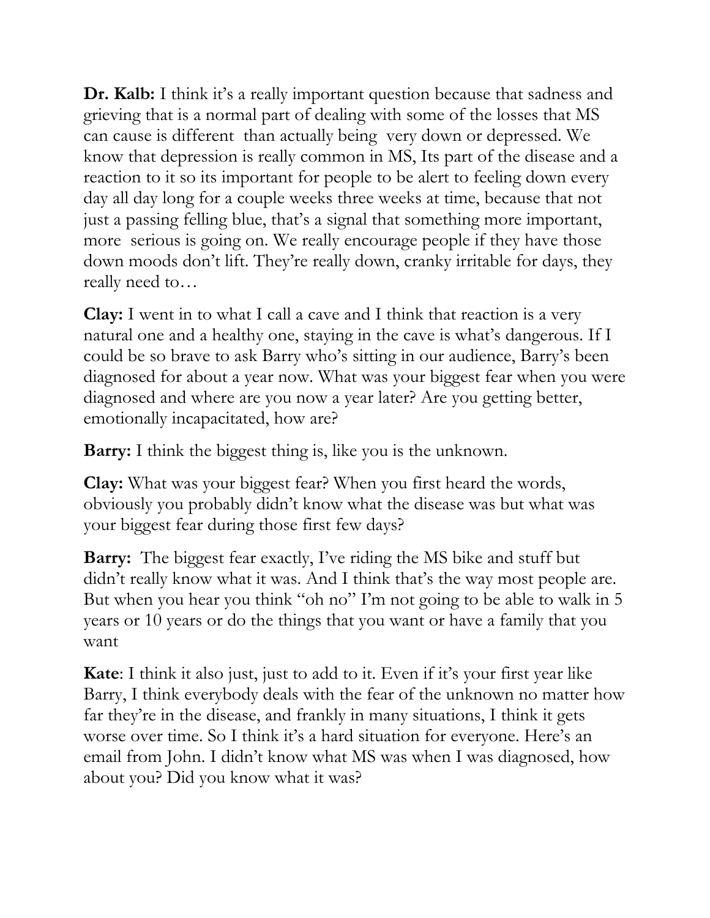**Dr. Kalb:** I think it's a really important question because that sadness and grieving that is a normal part of dealing with some of the losses that MS can cause is different than actually being very down or depressed. We know that depression is really common in MS, Its part of the disease and a reaction to it so its important for people to be alert to feeling down every day all day long for a couple weeks three weeks at time, because that not just a passing felling blue, that's a signal that something more important, more serious is going on. We really encourage people if they have those down moods don't lift. They're really down, cranky irritable for days, they really need to…

**Clay:** I went in to what I call a cave and I think that reaction is a very natural one and a healthy one, staying in the cave is what's dangerous. If I could be so brave to ask Barry who's sitting in our audience, Barry's been diagnosed for about a year now. What was your biggest fear when you were diagnosed and where are you now a year later? Are you getting better, emotionally incapacitated, how are?

**Barry:** I think the biggest thing is, like you is the unknown.

**Clay:** What was your biggest fear? When you first heard the words, obviously you probably didn't know what the disease was but what was your biggest fear during those first few days?

**Barry:** The biggest fear exactly, I've riding the MS bike and stuff but didn't really know what it was. And I think that's the way most people are. But when you hear you think "oh no" I'm not going to be able to walk in 5 years or 10 years or do the things that you want or have a family that you want

**Kate**: I think it also just, just to add to it. Even if it's your first year like Barry, I think everybody deals with the fear of the unknown no matter how far they're in the disease, and frankly in many situations, I think it gets worse over time. So I think it's a hard situation for everyone. Here's an email from John. I didn't know what MS was when I was diagnosed, how about you? Did you know what it was?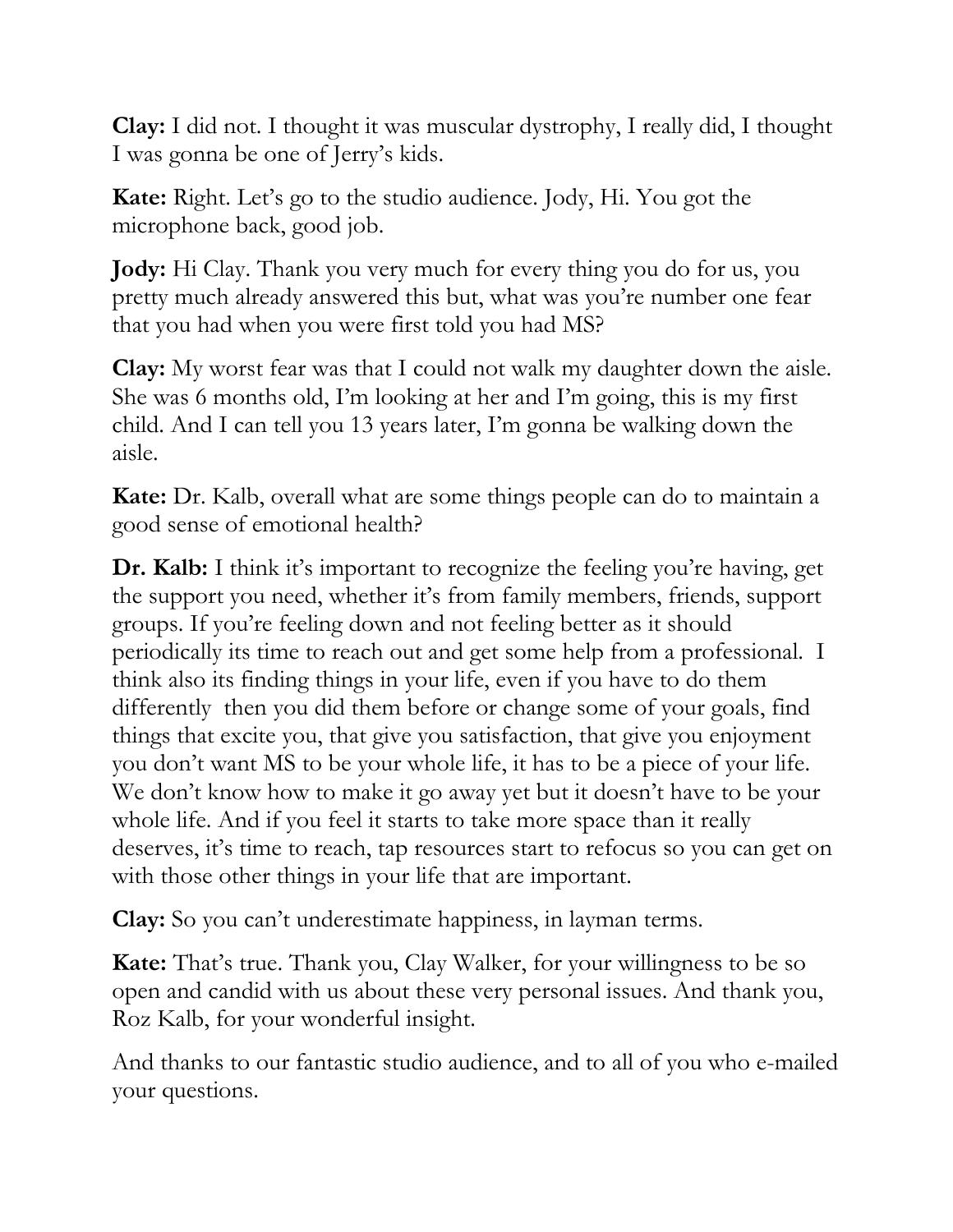**Clay:** I did not. I thought it was muscular dystrophy, I really did, I thought I was gonna be one of Jerry's kids.

**Kate:** Right. Let's go to the studio audience. Jody, Hi. You got the microphone back, good job.

**Jody:** Hi Clay. Thank you very much for every thing you do for us, you pretty much already answered this but, what was you're number one fear that you had when you were first told you had MS?

**Clay:** My worst fear was that I could not walk my daughter down the aisle. She was 6 months old, I'm looking at her and I'm going, this is my first child. And I can tell you 13 years later, I'm gonna be walking down the aisle.

**Kate:** Dr. Kalb, overall what are some things people can do to maintain a good sense of emotional health?

**Dr. Kalb:** I think it's important to recognize the feeling you're having, get the support you need, whether it's from family members, friends, support groups. If you're feeling down and not feeling better as it should periodically its time to reach out and get some help from a professional. I think also its finding things in your life, even if you have to do them differently then you did them before or change some of your goals, find things that excite you, that give you satisfaction, that give you enjoyment you don't want MS to be your whole life, it has to be a piece of your life. We don't know how to make it go away yet but it doesn't have to be your whole life. And if you feel it starts to take more space than it really deserves, it's time to reach, tap resources start to refocus so you can get on with those other things in your life that are important.

**Clay:** So you can't underestimate happiness, in layman terms.

**Kate:** That's true. Thank you, Clay Walker, for your willingness to be so open and candid with us about these very personal issues. And thank you, Roz Kalb, for your wonderful insight.

And thanks to our fantastic studio audience, and to all of you who e-mailed your questions.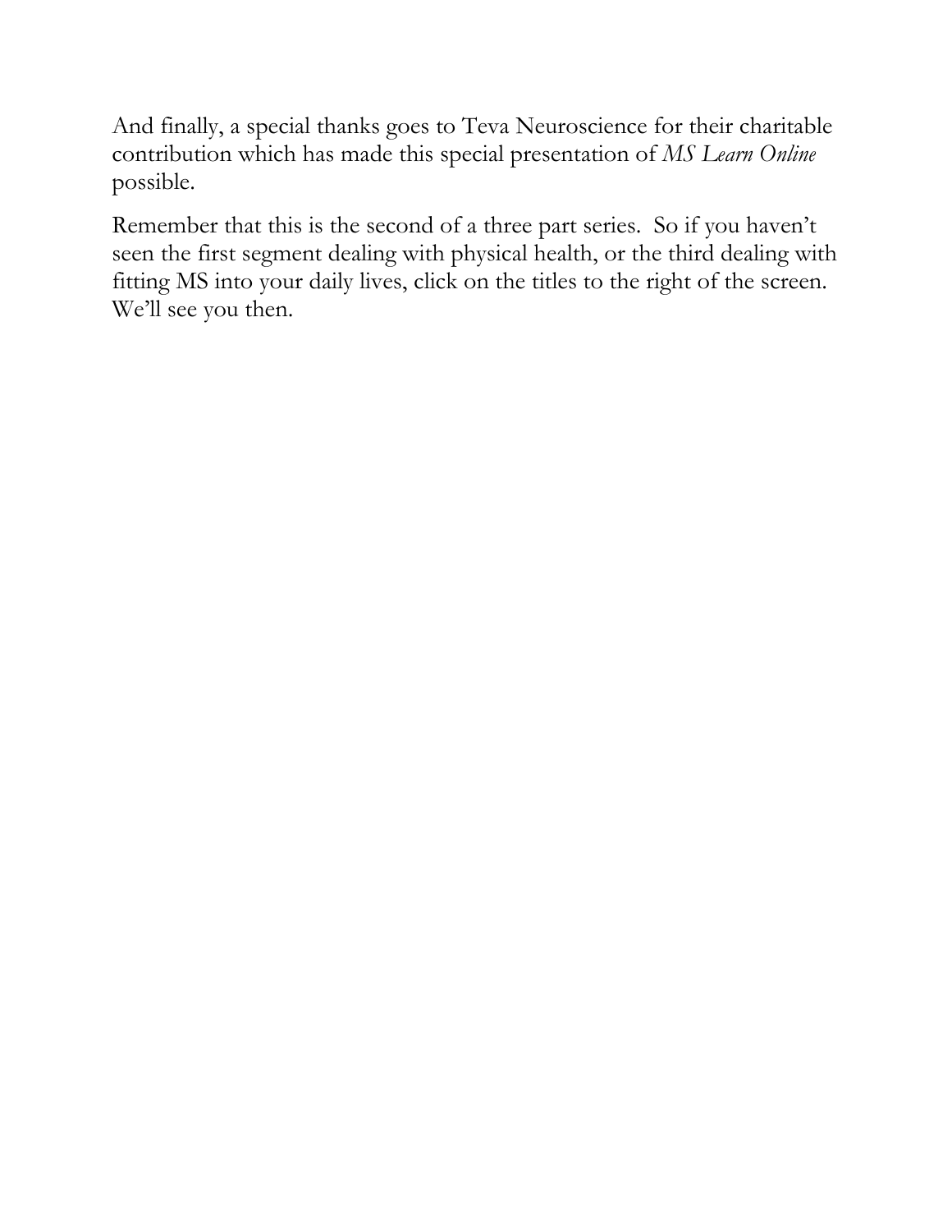And finally, a special thanks goes to Teva Neuroscience for their charitable contribution which has made this special presentation of *MS Learn Online* possible.

Remember that this is the second of a three part series. So if you haven't seen the first segment dealing with physical health, or the third dealing with fitting MS into your daily lives, click on the titles to the right of the screen. We'll see you then.